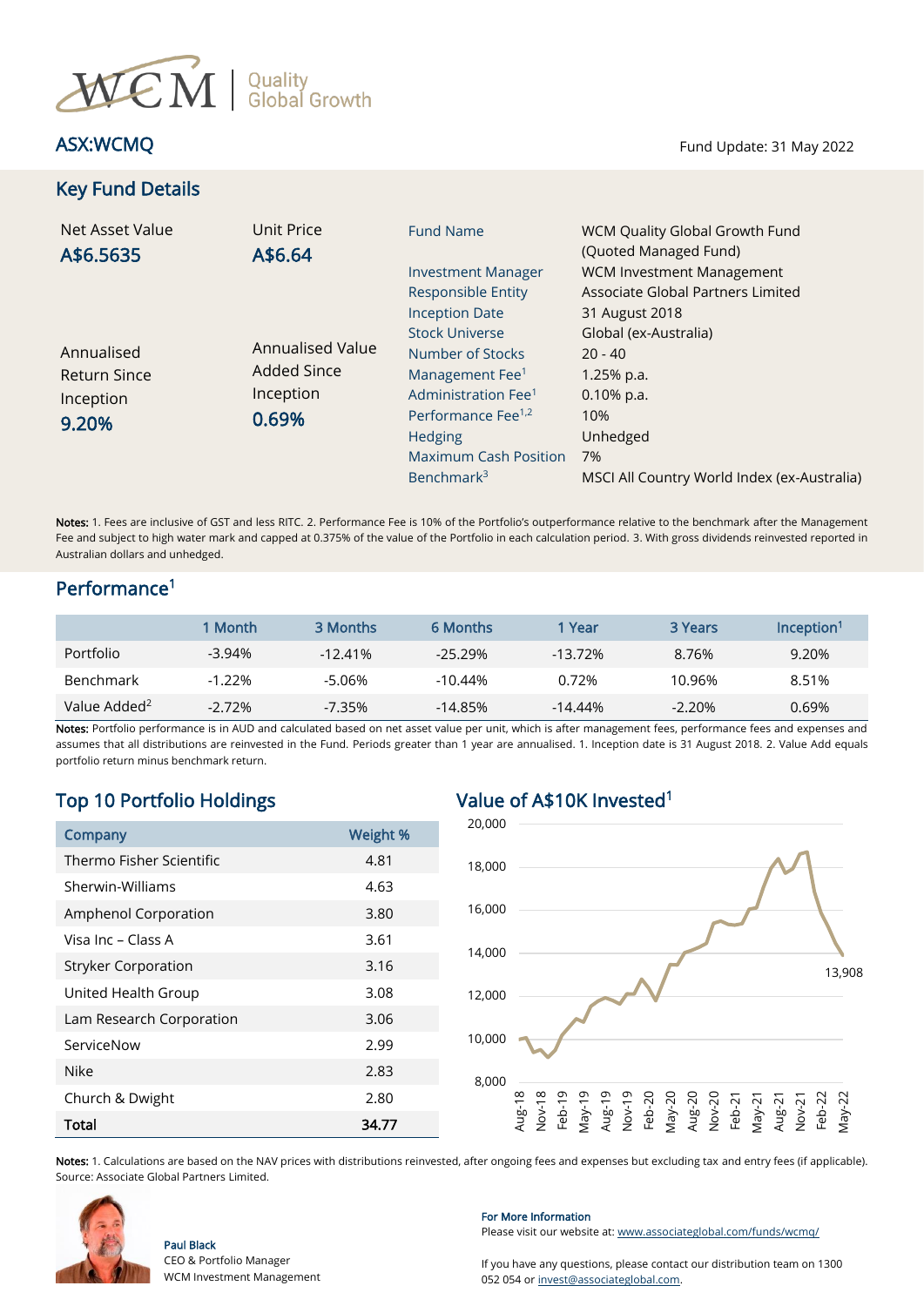# WCM | Quality Global Growth

## ASX:WCMQ

Fund Update: 31 May 2022

## Key Fund Details

Net Asset Value
**A$6.5635**

Unit Price
**A$6.64**

Annualised Return Since Inception
**9.20%**

Annualised Value Added Since Inception
**0.69%**

| | |
|---|---|
| Fund Name | WCM Quality Global Growth Fund (Quoted Managed Fund) |
| Investment Manager | WCM Investment Management |
| Responsible Entity | Associate Global Partners Limited |
| Inception Date | 31 August 2018 |
| Stock Universe | Global (ex-Australia) |
| Number of Stocks | 20 - 40 |
| Management Fee[1] | 1.25% p.a. |
| Administration Fee[1] | 0.10% p.a. |
| Performance Fee[1,2] | 10% |
| Hedging | Unhedged |
| Maximum Cash Position | 7% |
| Benchmark[3] | MSCI All Country World Index (ex-Australia) |

**Notes:** 1. Fees are inclusive of GST and less RITC. 2. Performance Fee is 10% of the Portfolio's outperformance relative to the benchmark after the Management Fee and subject to high water mark and capped at 0.375% of the value of the Portfolio in each calculation period. 3. With gross dividends reinvested reported in Australian dollars and unhedged.

## Performance[1]

| | 1 Month | 3 Months | 6 Months | 1 Year | 3 Years | Inception[1] |
|---|---|---|---|---|---|---|
| Portfolio | -3.94% | -12.41% | -25.29% | -13.72% | 8.76% | 9.20% |
| Benchmark | -1.22% | -5.06% | -10.44% | 0.72% | 10.96% | 8.51% |
| Value Added[2] | -2.72% | -7.35% | -14.85% | -14.44% | -2.20% | 0.69% |

**Notes:** Portfolio performance is in AUD and calculated based on net asset value per unit, which is after management fees, performance fees and expenses and assumes that all distributions are reinvested in the Fund. Periods greater than 1 year are annualised. 1. Inception date is 31 August 2018. 2. Value Add equals portfolio return minus benchmark return.

## Top 10 Portfolio Holdings

| Company | Weight % |
|---|---|
| Thermo Fisher Scientific | 4.81 |
| Sherwin-Williams | 4.63 |
| Amphenol Corporation | 3.80 |
| Visa Inc – Class A | 3.61 |
| Stryker Corporation | 3.16 |
| United Health Group | 3.08 |
| Lam Research Corporation | 3.06 |
| ServiceNow | 2.99 |
| Nike | 2.83 |
| Church & Dwight | 2.80 |
| **Total** | **34.77** |

## Value of A$10K Invested[1]

(Chart: y-axis 8,000 – 20,000; x-axis Aug-18 to May-22; final value 13,908)

**Notes:** 1. Calculations are based on the NAV prices with distributions reinvested, after ongoing fees and expenses but excluding tax and entry fees (if applicable). Source: Associate Global Partners Limited.

**Paul Black**
CEO & Portfolio Manager
WCM Investment Management

**For More Information**
Please visit our website at: www.associateglobal.com/funds/wcmq/

If you have any questions, please contact our distribution team on 1300 052 054 or invest@associateglobal.com.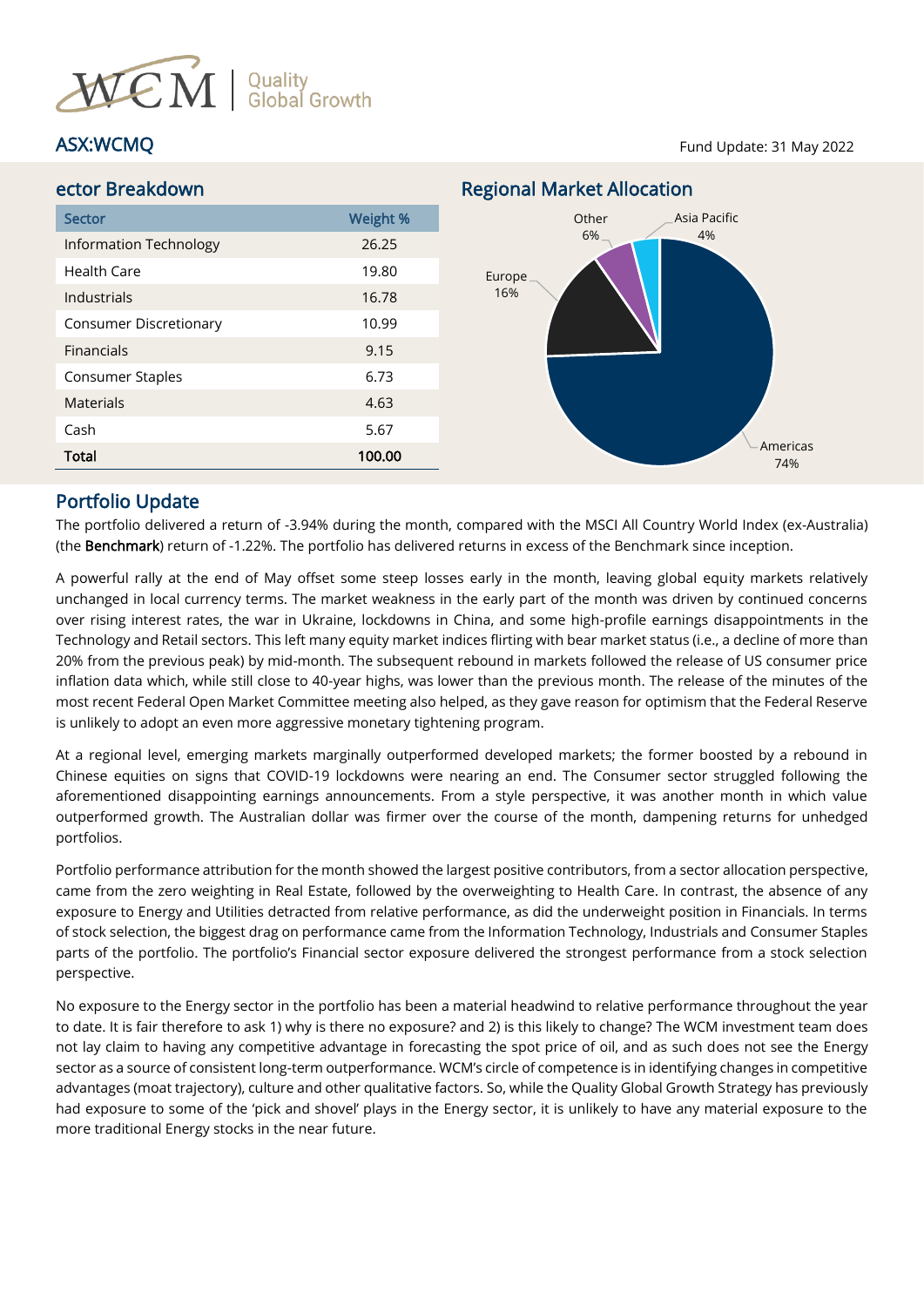# WCM | Quality Global Growth

## ASX:WCMQ

Fund Update: 31 May 2022

## ector Breakdown

| Sector | Weight % |
|---|---|
| Information Technology | 26.25 |
| Health Care | 19.80 |
| Industrials | 16.78 |
| Consumer Discretionary | 10.99 |
| Financials | 9.15 |
| Consumer Staples | 6.73 |
| Materials | 4.63 |
| Cash | 5.67 |
| **Total** | **100.00** |

## Regional Market Allocation

| Region | Allocation |
|---|---|
| Americas | 74% |
| Europe | 16% |
| Other | 6% |
| Asia Pacific | 4% |

## Portfolio Update

The portfolio delivered a return of -3.94% during the month, compared with the MSCI All Country World Index (ex-Australia) (the **Benchmark**) return of -1.22%. The portfolio has delivered returns in excess of the Benchmark since inception.

A powerful rally at the end of May offset some steep losses early in the month, leaving global equity markets relatively unchanged in local currency terms. The market weakness in the early part of the month was driven by continued concerns over rising interest rates, the war in Ukraine, lockdowns in China, and some high-profile earnings disappointments in the Technology and Retail sectors. This left many equity market indices flirting with bear market status (i.e., a decline of more than 20% from the previous peak) by mid-month. The subsequent rebound in markets followed the release of US consumer price inflation data which, while still close to 40-year highs, was lower than the previous month. The release of the minutes of the most recent Federal Open Market Committee meeting also helped, as they gave reason for optimism that the Federal Reserve is unlikely to adopt an even more aggressive monetary tightening program.

At a regional level, emerging markets marginally outperformed developed markets; the former boosted by a rebound in Chinese equities on signs that COVID-19 lockdowns were nearing an end. The Consumer sector struggled following the aforementioned disappointing earnings announcements. From a style perspective, it was another month in which value outperformed growth. The Australian dollar was firmer over the course of the month, dampening returns for unhedged portfolios.

Portfolio performance attribution for the month showed the largest positive contributors, from a sector allocation perspective, came from the zero weighting in Real Estate, followed by the overweighting to Health Care. In contrast, the absence of any exposure to Energy and Utilities detracted from relative performance, as did the underweight position in Financials. In terms of stock selection, the biggest drag on performance came from the Information Technology, Industrials and Consumer Staples parts of the portfolio. The portfolio's Financial sector exposure delivered the strongest performance from a stock selection perspective.

No exposure to the Energy sector in the portfolio has been a material headwind to relative performance throughout the year to date. It is fair therefore to ask 1) why is there no exposure? and 2) is this likely to change? The WCM investment team does not lay claim to having any competitive advantage in forecasting the spot price of oil, and as such does not see the Energy sector as a source of consistent long-term outperformance. WCM's circle of competence is in identifying changes in competitive advantages (moat trajectory), culture and other qualitative factors. So, while the Quality Global Growth Strategy has previously had exposure to some of the 'pick and shovel' plays in the Energy sector, it is unlikely to have any material exposure to the more traditional Energy stocks in the near future.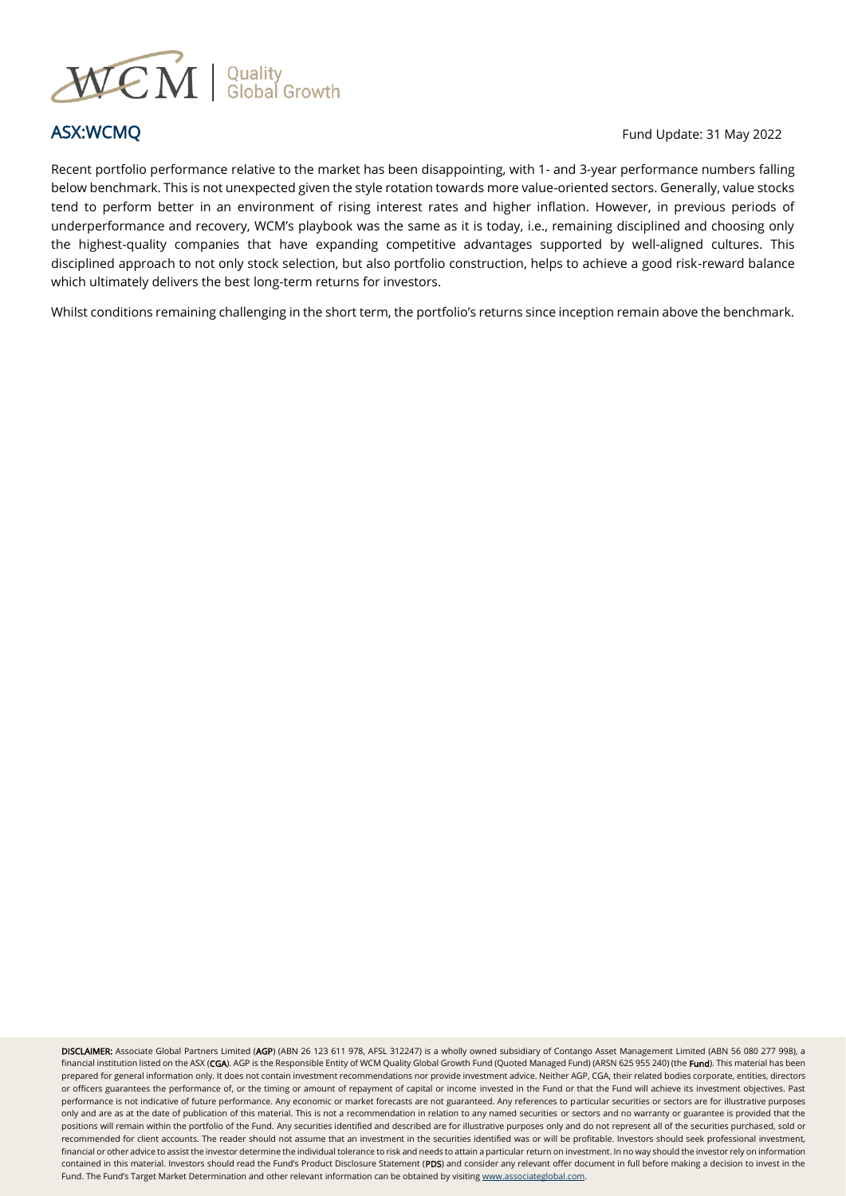WCM | Quality Global Growth

ASX:WCMQ

Fund Update: 31 May 2022

Recent portfolio performance relative to the market has been disappointing, with 1- and 3-year performance numbers falling below benchmark. This is not unexpected given the style rotation towards more value-oriented sectors. Generally, value stocks tend to perform better in an environment of rising interest rates and higher inflation. However, in previous periods of underperformance and recovery, WCM's playbook was the same as it is today, i.e., remaining disciplined and choosing only the highest-quality companies that have expanding competitive advantages supported by well-aligned cultures. This disciplined approach to not only stock selection, but also portfolio construction, helps to achieve a good risk-reward balance which ultimately delivers the best long-term returns for investors.

Whilst conditions remaining challenging in the short term, the portfolio's returns since inception remain above the benchmark.

**DISCLAIMER:** Associate Global Partners Limited (**AGP**) (ABN 26 123 611 978, AFSL 312247) is a wholly owned subsidiary of Contango Asset Management Limited (ABN 56 080 277 998), a financial institution listed on the ASX (**CGA**). AGP is the Responsible Entity of WCM Quality Global Growth Fund (Quoted Managed Fund) (ARSN 625 955 240) (the **Fund**). This material has been prepared for general information only. It does not contain investment recommendations nor provide investment advice. Neither AGP, CGA, their related bodies corporate, entities, directors or officers guarantees the performance of, or the timing or amount of repayment of capital or income invested in the Fund or that the Fund will achieve its investment objectives. Past performance is not indicative of future performance. Any economic or market forecasts are not guaranteed. Any references to particular securities or sectors are for illustrative purposes only and are as at the date of publication of this material. This is not a recommendation in relation to any named securities or sectors and no warranty or guarantee is provided that the positions will remain within the portfolio of the Fund. Any securities identified and described are for illustrative purposes only and do not represent all of the securities purchased, sold or recommended for client accounts. The reader should not assume that an investment in the securities identified was or will be profitable. Investors should seek professional investment, financial or other advice to assist the investor determine the individual tolerance to risk and needs to attain a particular return on investment. In no way should the investor rely on information contained in this material. Investors should read the Fund's Product Disclosure Statement (**PDS**) and consider any relevant offer document in full before making a decision to invest in the Fund. The Fund's Target Market Determination and other relevant information can be obtained by visiting www.associateglobal.com.